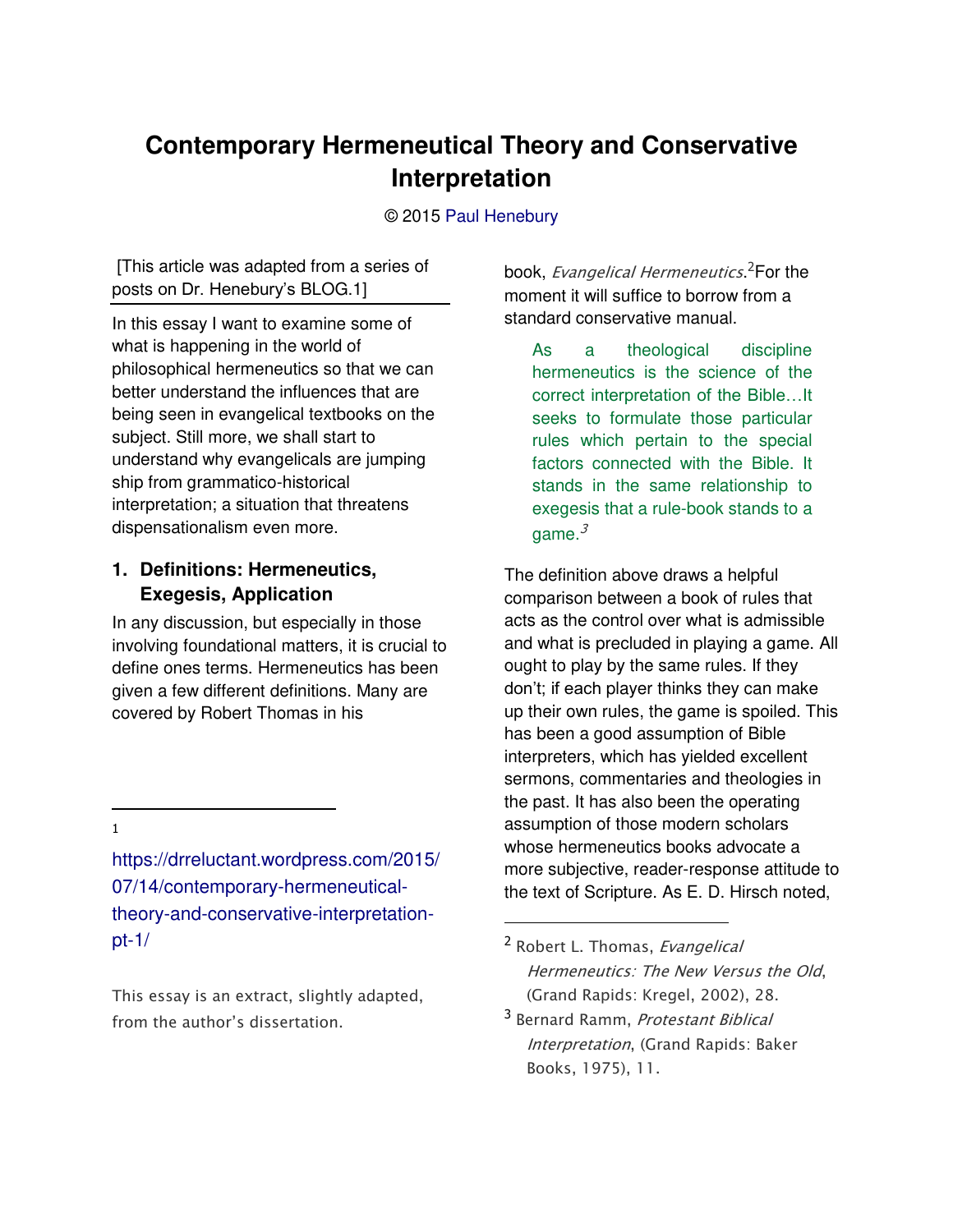# Contemporary Hermeneutical Theory and Conservative Interpretation

© 2015 Paul Henebury

[This article was adapted from a series of posts on Dr. Henebury's BLOG.1]

In this essay I want to examine some of what is happening in the world of philosophical hermeneutics so that we can better understand the influences that are being seen in evangelical textbooks on the subject. Still more, we shall start to understand why evangelicals are jumping ship from grammatico-historical interpretation; a situation that threatens dispensationalism even more.

## 1. Definitions: Hermeneutics, Exegesis, Application

In any discussion, but especially in those involving foundational matters, it is crucial to define ones terms. Hermeneutics has been given a few different definitions. Many are covered by Robert Thomas in his book, *Evangelical Hermeneutics*.[2] For the moment it will suffice to borrow from a standard conservative manual.

> As a theological discipline hermeneutics is the science of the correct interpretation of the Bible…It seeks to formulate those particular rules which pertain to the special factors connected with the Bible. It stands in the same relationship to exegesis that a rule-book stands to a game.[3]

The definition above draws a helpful comparison between a book of rules that acts as the control over what is admissible and what is precluded in playing a game. All ought to play by the same rules. If they don't; if each player thinks they can make up their own rules, the game is spoiled. This has been a good assumption of Bible interpreters, which has yielded excellent sermons, commentaries and theologies in the past. It has also been the operating assumption of those modern scholars whose hermeneutics books advocate a more subjective, reader-response attitude to the text of Scripture. As E. D. Hirsch noted,

---

1 https://drreluctant.wordpress.com/2015/07/14/contemporary-hermeneutical-theory-and-conservative-interpretation-pt-1/

This essay is an extract, slightly adapted, from the author's dissertation.

2 Robert L. Thomas, *Evangelical Hermeneutics: The New Versus the Old*, (Grand Rapids: Kregel, 2002), 28.

3 Bernard Ramm, *Protestant Biblical Interpretation*, (Grand Rapids: Baker Books, 1975), 11.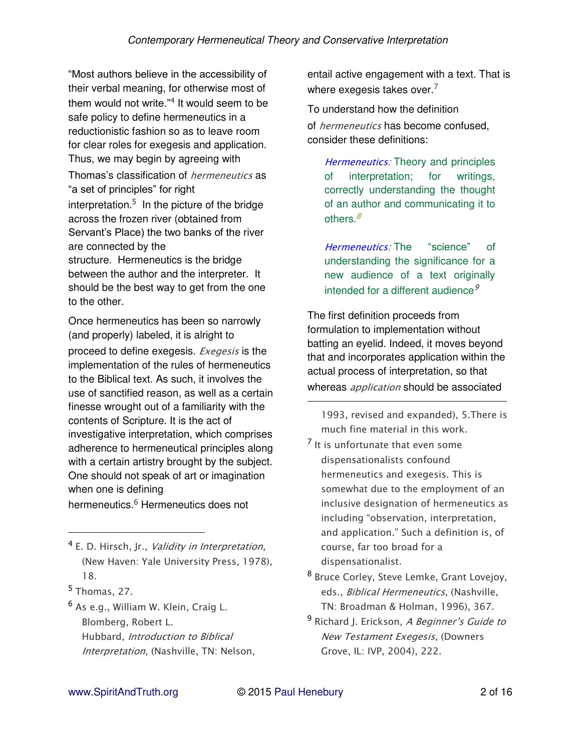"Most authors believe in the accessibility of their verbal meaning, for otherwise most of them would not write."[4] It would seem to be safe policy to define hermeneutics in a reductionistic fashion so as to leave room for clear roles for exegesis and application. Thus, we may begin by agreeing with Thomas's classification of *hermeneutics* as "a set of principles" for right interpretation.[5] In the picture of the bridge across the frozen river (obtained from Servant's Place) the two banks of the river are connected by the structure. Hermeneutics is the bridge between the author and the interpreter. It should be the best way to get from the one to the other.

Once hermeneutics has been so narrowly (and properly) labeled, it is alright to proceed to define exegesis. *Exegesis* is the implementation of the rules of hermeneutics to the Biblical text. As such, it involves the use of sanctified reason, as well as a certain finesse wrought out of a familiarity with the contents of Scripture. It is the act of investigative interpretation, which comprises adherence to hermeneutical principles along with a certain artistry brought by the subject. One should not speak of art or imagination when one is defining hermeneutics.[6] Hermeneutics does not entail active engagement with a text. That is where exegesis takes over.[7]

To understand how the definition of *hermeneutics* has become confused, consider these definitions:

> *Hermeneutics:* Theory and principles of interpretation; for writings, correctly understanding the thought of an author and communicating it to others.[8]

> *Hermeneutics:* The "science" of understanding the significance for a new audience of a text originally intended for a different audience[9]

The first definition proceeds from formulation to implementation without batting an eyelid. Indeed, it moves beyond that and incorporates application within the actual process of interpretation, so that whereas *application* should be associated

---

[4] E. D. Hirsch, Jr., *Validity in Interpretation*, (New Haven: Yale University Press, 1978), 18.

[5] Thomas, 27.

[6] As e.g., William W. Klein, Craig L. Blomberg, Robert L. Hubbard, *Introduction to Biblical Interpretation*, (Nashville, TN: Nelson, 1993, revised and expanded), 5.There is much fine material in this work.

[7] It is unfortunate that even some dispensationalists confound hermeneutics and exegesis. This is somewhat due to the employment of an inclusive designation of hermeneutics as including "observation, interpretation, and application." Such a definition is, of course, far too broad for a dispensationalist.

[8] Bruce Corley, Steve Lemke, Grant Lovejoy, eds., *Biblical Hermeneutics*, (Nashville, TN: Broadman & Holman, 1996), 367.

[9] Richard J. Erickson, *A Beginner's Guide to New Testament Exegesis*, (Downers Grove, IL: IVP, 2004), 222.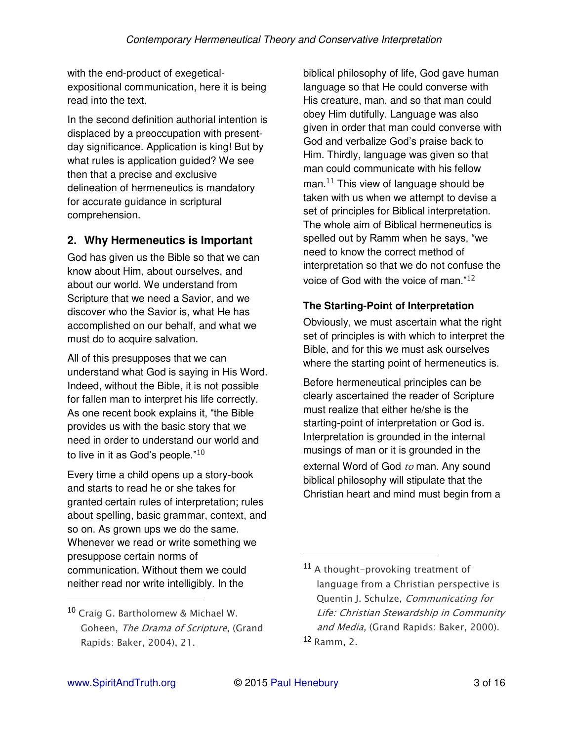with the end-product of exegetical-expositional communication, here it is being read into the text.

In the second definition authorial intention is displaced by a preoccupation with present-day significance. Application is king! But by what rules is application guided? We see then that a precise and exclusive delineation of hermeneutics is mandatory for accurate guidance in scriptural comprehension.

## 2. Why Hermeneutics is Important

God has given us the Bible so that we can know about Him, about ourselves, and about our world. We understand from Scripture that we need a Savior, and we discover who the Savior is, what He has accomplished on our behalf, and what we must do to acquire salvation.

All of this presupposes that we can understand what God is saying in His Word. Indeed, without the Bible, it is not possible for fallen man to interpret his life correctly. As one recent book explains it, "the Bible provides us with the basic story that we need in order to understand our world and to live in it as God's people."[10]

Every time a child opens up a story-book and starts to read he or she takes for granted certain rules of interpretation; rules about spelling, basic grammar, context, and so on. As grown ups we do the same. Whenever we read or write something we presuppose certain norms of communication. Without them we could neither read nor write intelligibly. In the biblical philosophy of life, God gave human language so that He could converse with His creature, man, and so that man could obey Him dutifully. Language was also given in order that man could converse with God and verbalize God's praise back to Him. Thirdly, language was given so that man could communicate with his fellow man.[11] This view of language should be taken with us when we attempt to devise a set of principles for Biblical interpretation. The whole aim of Biblical hermeneutics is spelled out by Ramm when he says, "we need to know the correct method of interpretation so that we do not confuse the voice of God with the voice of man."[12]

### The Starting-Point of Interpretation

Obviously, we must ascertain what the right set of principles is with which to interpret the Bible, and for this we must ask ourselves where the starting point of hermeneutics is.

Before hermeneutical principles can be clearly ascertained the reader of Scripture must realize that either he/she is the starting-point of interpretation or God is. Interpretation is grounded in the internal musings of man or it is grounded in the external Word of God *to* man. Any sound biblical philosophy will stipulate that the Christian heart and mind must begin from a

---

[10] Craig G. Bartholomew & Michael W. Goheen, *The Drama of Scripture*, (Grand Rapids: Baker, 2004), 21.

[11] A thought-provoking treatment of language from a Christian perspective is Quentin J. Schulze, *Communicating for Life: Christian Stewardship in Community and Media*, (Grand Rapids: Baker, 2000).

[12] Ramm, 2.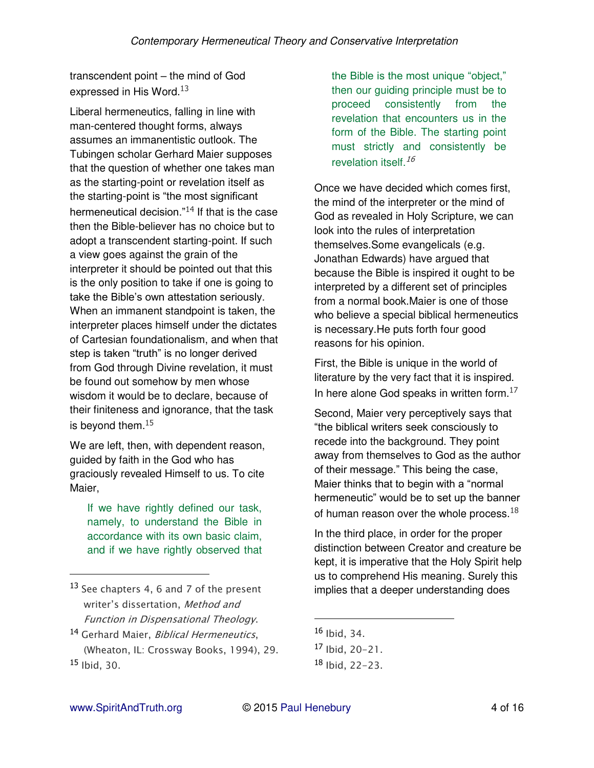transcendent point – the mind of God expressed in His Word.[13]

Liberal hermeneutics, falling in line with man-centered thought forms, always assumes an immanentistic outlook. The Tubingen scholar Gerhard Maier supposes that the question of whether one takes man as the starting-point or revelation itself as the starting-point is "the most significant hermeneutical decision."[14] If that is the case then the Bible-believer has no choice but to adopt a transcendent starting-point. If such a view goes against the grain of the interpreter it should be pointed out that this is the only position to take if one is going to take the Bible's own attestation seriously. When an immanent standpoint is taken, the interpreter places himself under the dictates of Cartesian foundationalism, and when that step is taken "truth" is no longer derived from God through Divine revelation, it must be found out somehow by men whose wisdom it would be to declare, because of their finiteness and ignorance, that the task is beyond them.[15]

We are left, then, with dependent reason, guided by faith in the God who has graciously revealed Himself to us. To cite Maier,

> If we have rightly defined our task, namely, to understand the Bible in accordance with its own basic claim, and if we have rightly observed that the Bible is the most unique "object," then our guiding principle must be to proceed consistently from the revelation that encounters us in the form of the Bible. The starting point must strictly and consistently be revelation itself.[16]

Once we have decided which comes first, the mind of the interpreter or the mind of God as revealed in Holy Scripture, we can look into the rules of interpretation themselves.Some evangelicals (e.g. Jonathan Edwards) have argued that because the Bible is inspired it ought to be interpreted by a different set of principles from a normal book.Maier is one of those who believe a special biblical hermeneutics is necessary.He puts forth four good reasons for his opinion.

First, the Bible is unique in the world of literature by the very fact that it is inspired. In here alone God speaks in written form.[17]

Second, Maier very perceptively says that "the biblical writers seek consciously to recede into the background. They point away from themselves to God as the author of their message." This being the case, Maier thinks that to begin with a "normal hermeneutic" would be to set up the banner of human reason over the whole process.[18]

In the third place, in order for the proper distinction between Creator and creature be kept, it is imperative that the Holy Spirit help us to comprehend His meaning. Surely this implies that a deeper understanding does

---

[13] See chapters 4, 6 and 7 of the present writer's dissertation, *Method and Function in Dispensational Theology*.

[14] Gerhard Maier, *Biblical Hermeneutics*, (Wheaton, IL: Crossway Books, 1994), 29.

[15] Ibid, 30.

[16] Ibid, 34.

[17] Ibid, 20-21.

[18] Ibid, 22-23.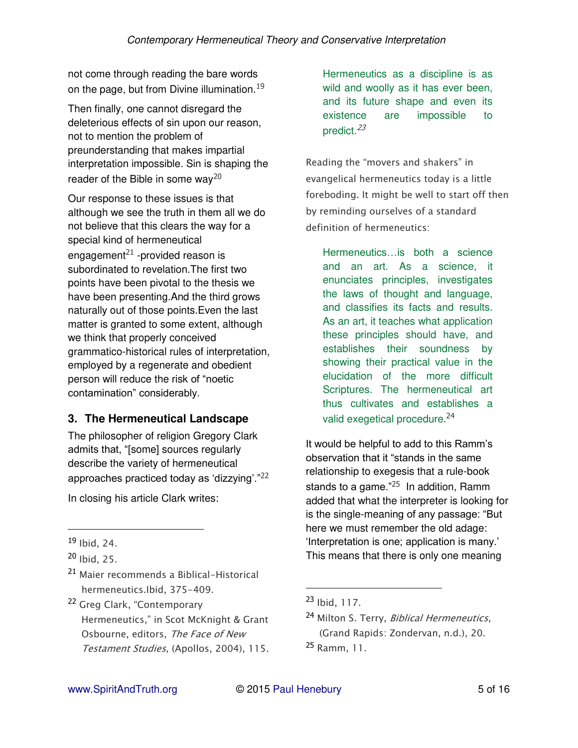not come through reading the bare words on the page, but from Divine illumination.[19]

Then finally, one cannot disregard the deleterious effects of sin upon our reason, not to mention the problem of preunderstanding that makes impartial interpretation impossible. Sin is shaping the reader of the Bible in some way[20]

Our response to these issues is that although we see the truth in them all we do not believe that this clears the way for a special kind of hermeneutical engagement[21] -provided reason is subordinated to revelation.The first two points have been pivotal to the thesis we have been presenting.And the third grows naturally out of those points.Even the last matter is granted to some extent, although we think that properly conceived grammatico-historical rules of interpretation, employed by a regenerate and obedient person will reduce the risk of "noetic contamination" considerably.

### 3. The Hermeneutical Landscape

The philosopher of religion Gregory Clark admits that, "[some] sources regularly describe the variety of hermeneutical approaches practiced today as 'dizzying'."[22]

In closing his article Clark writes:

> Hermeneutics as a discipline is as wild and woolly as it has ever been, and its future shape and even its existence are impossible to predict.[23]

Reading the "movers and shakers" in evangelical hermeneutics today is a little foreboding. It might be well to start off then by reminding ourselves of a standard definition of hermeneutics:

> Hermeneutics…is both a science and an art. As a science, it enunciates principles, investigates the laws of thought and language, and classifies its facts and results. As an art, it teaches what application these principles should have, and establishes their soundness by showing their practical value in the elucidation of the more difficult Scriptures. The hermeneutical art thus cultivates and establishes a valid exegetical procedure.[24]

It would be helpful to add to this Ramm's observation that it "stands in the same relationship to exegesis that a rule-book stands to a game."[25] In addition, Ramm added that what the interpreter is looking for is the single-meaning of any passage: "But here we must remember the old adage: 'Interpretation is one; application is many.' This means that there is only one meaning

---

[19] Ibid, 24.

[20] Ibid, 25.

[21] Maier recommends a Biblical-Historical hermeneutics.Ibid, 375-409.

[22] Greg Clark, "Contemporary Hermeneutics," in Scot McKnight & Grant Osbourne, editors, *The Face of New Testament Studies*, (Apollos, 2004), 115.

[23] Ibid, 117.

[24] Milton S. Terry, *Biblical Hermeneutics*, (Grand Rapids: Zondervan, n.d.), 20.

[25] Ramm, 11.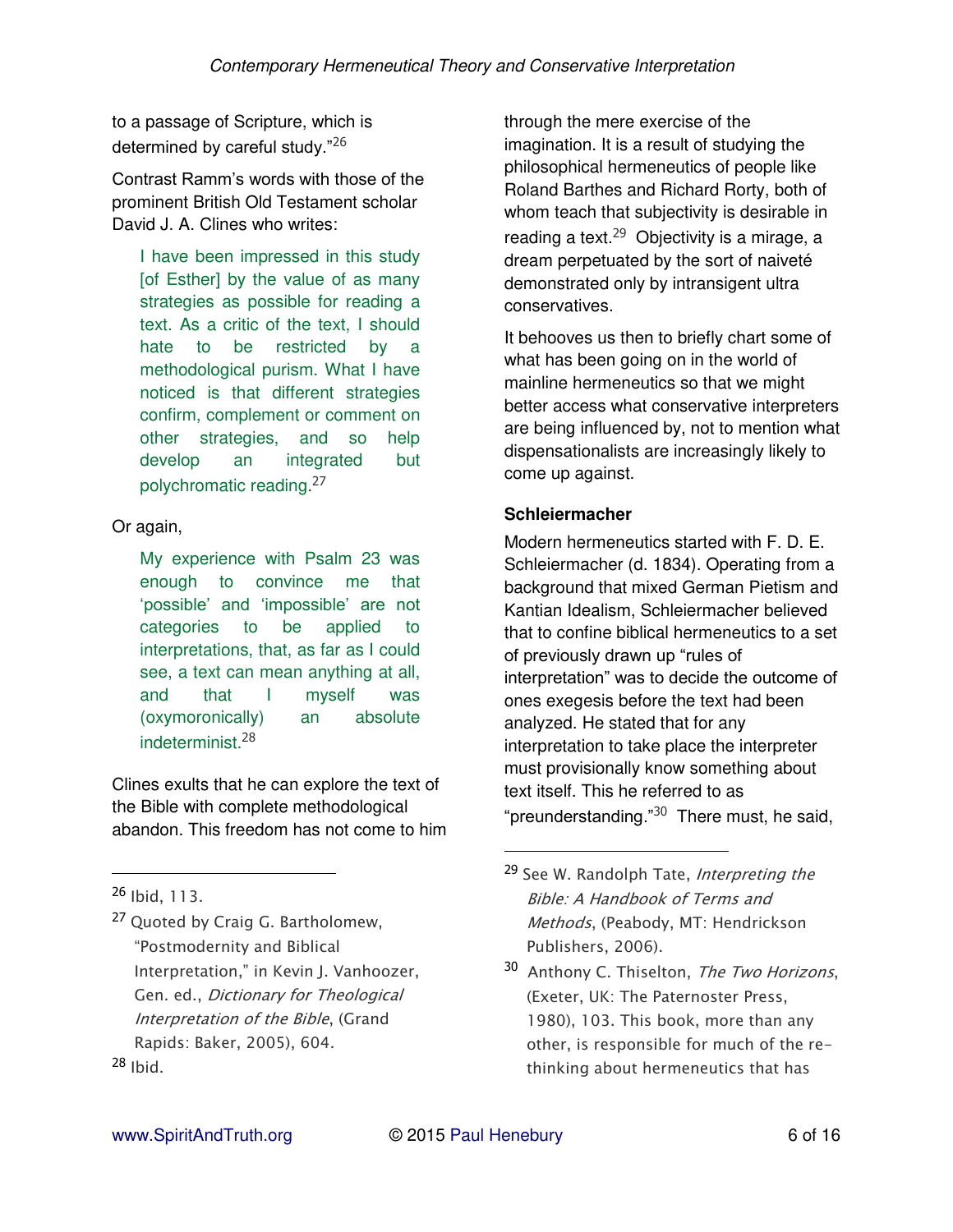to a passage of Scripture, which is determined by careful study."[26]

Contrast Ramm's words with those of the prominent British Old Testament scholar David J. A. Clines who writes:

> I have been impressed in this study [of Esther] by the value of as many strategies as possible for reading a text. As a critic of the text, I should hate to be restricted by a methodological purism. What I have noticed is that different strategies confirm, complement or comment on other strategies, and so help develop an integrated but polychromatic reading.[27]

Or again,

> My experience with Psalm 23 was enough to convince me that 'possible' and 'impossible' are not categories to be applied to interpretations, that, as far as I could see, a text can mean anything at all, and that I myself was (oxymoronically) an absolute indeterminist.[28]

Clines exults that he can explore the text of the Bible with complete methodological abandon. This freedom has not come to him through the mere exercise of the imagination. It is a result of studying the philosophical hermeneutics of people like Roland Barthes and Richard Rorty, both of whom teach that subjectivity is desirable in reading a text.[29] Objectivity is a mirage, a dream perpetuated by the sort of naiveté demonstrated only by intransigent ultra conservatives.

It behooves us then to briefly chart some of what has been going on in the world of mainline hermeneutics so that we might better access what conservative interpreters are being influenced by, not to mention what dispensationalists are increasingly likely to come up against.

### Schleiermacher

Modern hermeneutics started with F. D. E. Schleiermacher (d. 1834). Operating from a background that mixed German Pietism and Kantian Idealism, Schleiermacher believed that to confine biblical hermeneutics to a set of previously drawn up "rules of interpretation" was to decide the outcome of ones exegesis before the text had been analyzed. He stated that for any interpretation to take place the interpreter must provisionally know something about text itself. This he referred to as "preunderstanding."[30] There must, he said,

---

[26] Ibid, 113.

[27] Quoted by Craig G. Bartholomew, "Postmodernity and Biblical Interpretation," in Kevin J. Vanhoozer, Gen. ed., *Dictionary for Theological Interpretation of the Bible*, (Grand Rapids: Baker, 2005), 604.

[28] Ibid.

[29] See W. Randolph Tate, *Interpreting the Bible: A Handbook of Terms and Methods*, (Peabody, MT: Hendrickson Publishers, 2006).

[30] Anthony C. Thiselton, *The Two Horizons*, (Exeter, UK: The Paternoster Press, 1980), 103. This book, more than any other, is responsible for much of the re-thinking about hermeneutics that has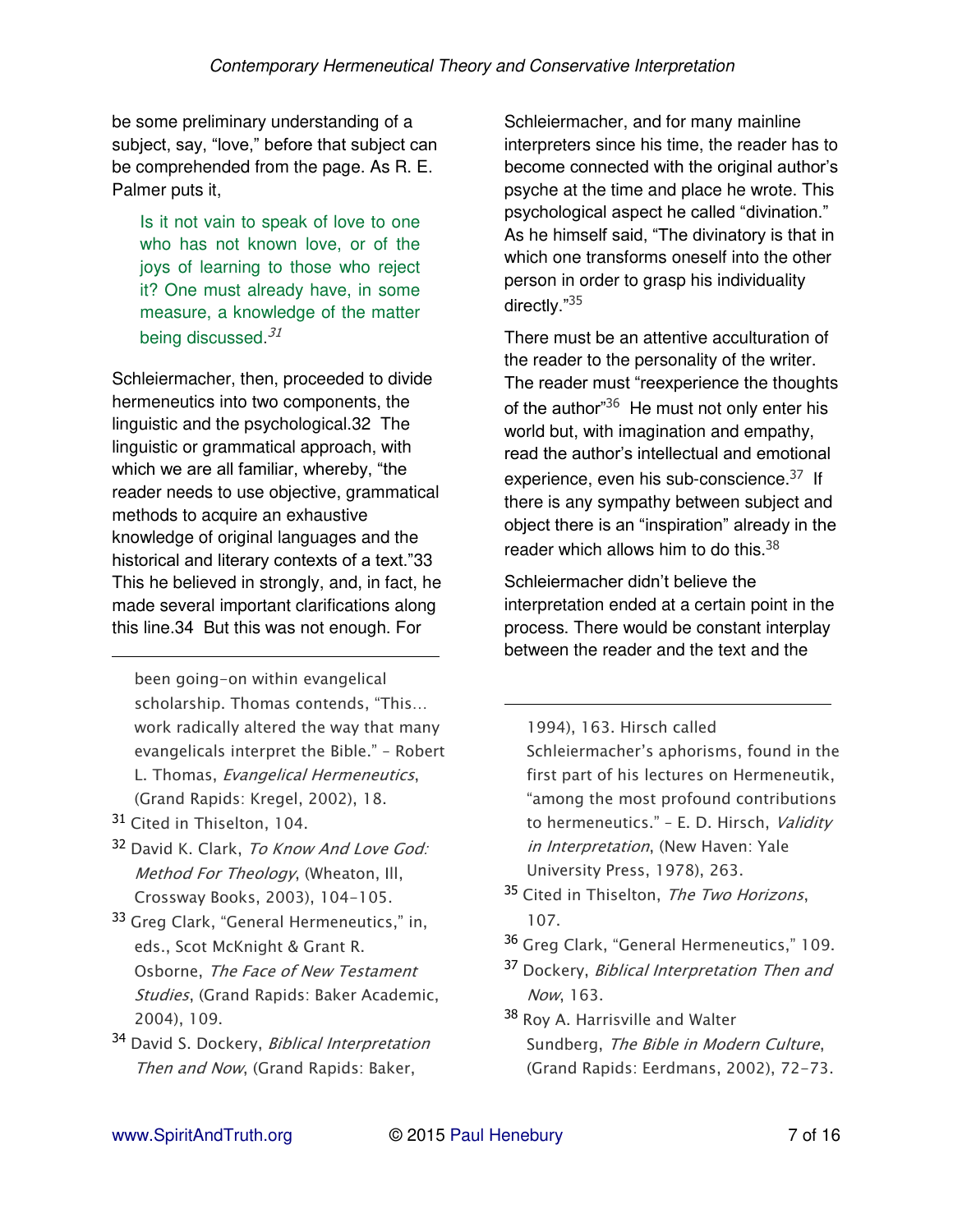be some preliminary understanding of a subject, say, "love," before that subject can be comprehended from the page. As R. E. Palmer puts it,

> Is it not vain to speak of love to one who has not known love, or of the joys of learning to those who reject it? One must already have, in some measure, a knowledge of the matter being discussed.[31]

Schleiermacher, then, proceeded to divide hermeneutics into two components, the linguistic and the psychological.32 The linguistic or grammatical approach, with which we are all familiar, whereby, "the reader needs to use objective, grammatical methods to acquire an exhaustive knowledge of original languages and the historical and literary contexts of a text."33 This he believed in strongly, and, in fact, he made several important clarifications along this line.34 But this was not enough. For Schleiermacher, and for many mainline interpreters since his time, the reader has to become connected with the original author's psyche at the time and place he wrote. This psychological aspect he called "divination." As he himself said, "The divinatory is that in which one transforms oneself into the other person in order to grasp his individuality directly."[35]

There must be an attentive acculturation of the reader to the personality of the writer. The reader must "reexperience the thoughts of the author"[36] He must not only enter his world but, with imagination and empathy, read the author's intellectual and emotional experience, even his sub-conscience.[37] If there is any sympathy between subject and object there is an "inspiration" already in the reader which allows him to do this.[38]

Schleiermacher didn't believe the interpretation ended at a certain point in the process. There would be constant interplay between the reader and the text and the

---

been going-on within evangelical scholarship. Thomas contends, "This… work radically altered the way that many evangelicals interpret the Bible." – Robert L. Thomas, *Evangelical Hermeneutics*, (Grand Rapids: Kregel, 2002), 18.

[31] Cited in Thiselton, 104.

[32] David K. Clark, *To Know And Love God: Method For Theology*, (Wheaton, Ill, Crossway Books, 2003), 104-105.

[33] Greg Clark, "General Hermeneutics," in, eds., Scot McKnight & Grant R. Osborne, *The Face of New Testament Studies*, (Grand Rapids: Baker Academic, 2004), 109.

[34] David S. Dockery, *Biblical Interpretation Then and Now*, (Grand Rapids: Baker, 1994), 163. Hirsch called Schleiermacher's aphorisms, found in the first part of his lectures on Hermeneutik, "among the most profound contributions to hermeneutics." – E. D. Hirsch, *Validity in Interpretation*, (New Haven: Yale University Press, 1978), 263.

[35] Cited in Thiselton, *The Two Horizons*, 107.

[36] Greg Clark, "General Hermeneutics," 109.

[37] Dockery, *Biblical Interpretation Then and Now*, 163.

[38] Roy A. Harrisville and Walter Sundberg, *The Bible in Modern Culture*, (Grand Rapids: Eerdmans, 2002), 72-73.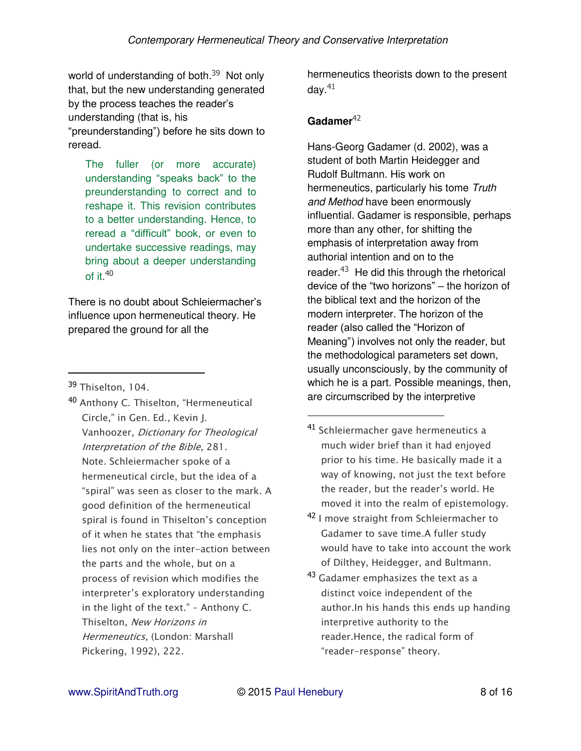world of understanding of both.[39] Not only that, but the new understanding generated by the process teaches the reader's understanding (that is, his "preunderstanding") before he sits down to reread.

> The fuller (or more accurate) understanding "speaks back" to the preunderstanding to correct and to reshape it. This revision contributes to a better understanding. Hence, to reread a "difficult" book, or even to undertake successive readings, may bring about a deeper understanding of it.[40]

There is no doubt about Schleiermacher's influence upon hermeneutical theory. He prepared the ground for all the hermeneutics theorists down to the present day.[41]

**Gadamer**[42]

Hans-Georg Gadamer (d. 2002), was a student of both Martin Heidegger and Rudolf Bultmann. His work on hermeneutics, particularly his tome *Truth and Method* have been enormously influential. Gadamer is responsible, perhaps more than any other, for shifting the emphasis of interpretation away from authorial intention and on to the reader.[43] He did this through the rhetorical device of the "two horizons" – the horizon of the biblical text and the horizon of the modern interpreter. The horizon of the reader (also called the "Horizon of Meaning") involves not only the reader, but the methodological parameters set down, usually unconsciously, by the community of which he is a part. Possible meanings, then, are circumscribed by the interpretive

---

[39] Thiselton, 104.

[40] Anthony C. Thiselton, "Hermeneutical Circle," in Gen. Ed., Kevin J. Vanhoozer, *Dictionary for Theological Interpretation of the Bible*, 281. Note. Schleiermacher spoke of a hermeneutical circle, but the idea of a "spiral" was seen as closer to the mark. A good definition of the hermeneutical spiral is found in Thiselton's conception of it when he states that "the emphasis lies not only on the inter-action between the parts and the whole, but on a process of revision which modifies the interpreter's exploratory understanding in the light of the text." - Anthony C. Thiselton, *New Horizons in Hermeneutics*, (London: Marshall Pickering, 1992), 222.

[41] Schleiermacher gave hermeneutics a much wider brief than it had enjoyed prior to his time. He basically made it a way of knowing, not just the text before the reader, but the reader's world. He moved it into the realm of epistemology.

[42] I move straight from Schleiermacher to Gadamer to save time.A fuller study would have to take into account the work of Dilthey, Heidegger, and Bultmann.

[43] Gadamer emphasizes the text as a distinct voice independent of the author.In his hands this ends up handing interpretive authority to the reader.Hence, the radical form of "reader-response" theory.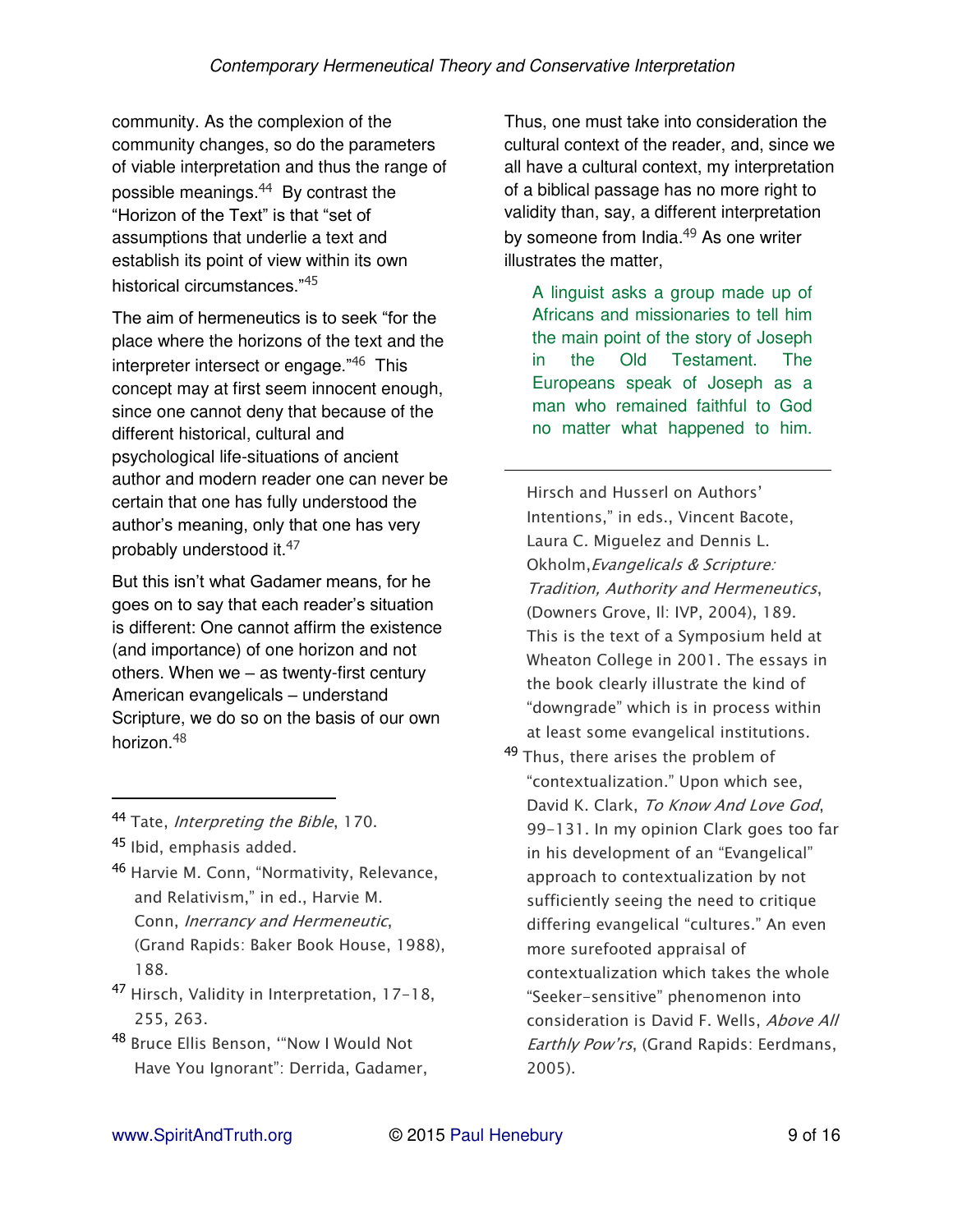community. As the complexion of the community changes, so do the parameters of viable interpretation and thus the range of possible meanings.[44] By contrast the "Horizon of the Text" is that "set of assumptions that underlie a text and establish its point of view within its own historical circumstances."[45]

The aim of hermeneutics is to seek "for the place where the horizons of the text and the interpreter intersect or engage."[46] This concept may at first seem innocent enough, since one cannot deny that because of the different historical, cultural and psychological life-situations of ancient author and modern reader one can never be certain that one has fully understood the author's meaning, only that one has very probably understood it.[47]

But this isn't what Gadamer means, for he goes on to say that each reader's situation is different: One cannot affirm the existence (and importance) of one horizon and not others. When we – as twenty-first century American evangelicals – understand Scripture, we do so on the basis of our own horizon.[48]

Thus, one must take into consideration the cultural context of the reader, and, since we all have a cultural context, my interpretation of a biblical passage has no more right to validity than, say, a different interpretation by someone from India.[49] As one writer illustrates the matter,

> A linguist asks a group made up of Africans and missionaries to tell him the main point of the story of Joseph in the Old Testament. The Europeans speak of Joseph as a man who remained faithful to God no matter what happened to him.

---

[44] Tate, *Interpreting the Bible*, 170.

[45] Ibid, emphasis added.

[46] Harvie M. Conn, "Normativity, Relevance, and Relativism," in ed., Harvie M. Conn, *Inerrancy and Hermeneutic*, (Grand Rapids: Baker Book House, 1988), 188.

[47] Hirsch, Validity in Interpretation, 17-18, 255, 263.

[48] Bruce Ellis Benson, '"Now I Would Not Have You Ignorant": Derrida, Gadamer, Hirsch and Husserl on Authors' Intentions," in eds., Vincent Bacote, Laura C. Miguelez and Dennis L. Okholm, *Evangelicals & Scripture: Tradition, Authority and Hermeneutics*, (Downers Grove, Il: IVP, 2004), 189. This is the text of a Symposium held at Wheaton College in 2001. The essays in the book clearly illustrate the kind of "downgrade" which is in process within at least some evangelical institutions.

[49] Thus, there arises the problem of "contextualization." Upon which see, David K. Clark, *To Know And Love God*, 99-131. In my opinion Clark goes too far in his development of an "Evangelical" approach to contextualization by not sufficiently seeing the need to critique differing evangelical "cultures." An even more surefooted appraisal of contextualization which takes the whole "Seeker-sensitive" phenomenon into consideration is David F. Wells, *Above All Earthly Pow'rs*, (Grand Rapids: Eerdmans, 2005).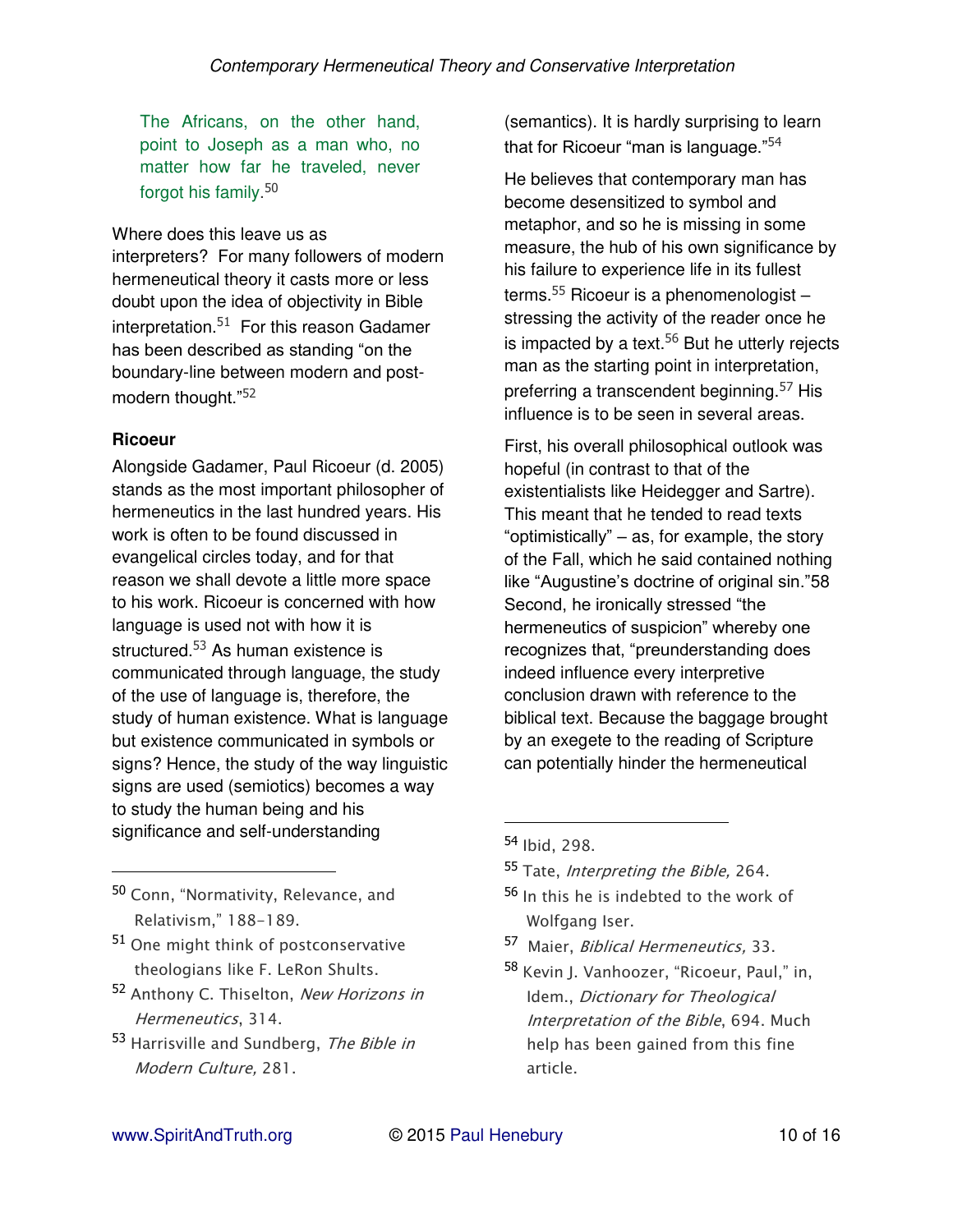> The Africans, on the other hand, point to Joseph as a man who, no matter how far he traveled, never forgot his family.[50]

Where does this leave us as interpreters? For many followers of modern hermeneutical theory it casts more or less doubt upon the idea of objectivity in Bible interpretation.[51] For this reason Gadamer has been described as standing "on the boundary-line between modern and post-modern thought."[52]

**Ricoeur**

Alongside Gadamer, Paul Ricoeur (d. 2005) stands as the most important philosopher of hermeneutics in the last hundred years. His work is often to be found discussed in evangelical circles today, and for that reason we shall devote a little more space to his work. Ricoeur is concerned with how language is used not with how it is structured.[53] As human existence is communicated through language, the study of the use of language is, therefore, the study of human existence. What is language but existence communicated in symbols or signs? Hence, the study of the way linguistic signs are used (semiotics) becomes a way to study the human being and his significance and self-understanding (semantics). It is hardly surprising to learn that for Ricoeur "man is language."[54]

He believes that contemporary man has become desensitized to symbol and metaphor, and so he is missing in some measure, the hub of his own significance by his failure to experience life in its fullest terms.[55] Ricoeur is a phenomenologist – stressing the activity of the reader once he is impacted by a text.[56] But he utterly rejects man as the starting point in interpretation, preferring a transcendent beginning.[57] His influence is to be seen in several areas.

First, his overall philosophical outlook was hopeful (in contrast to that of the existentialists like Heidegger and Sartre). This meant that he tended to read texts "optimistically" – as, for example, the story of the Fall, which he said contained nothing like "Augustine's doctrine of original sin."58 Second, he ironically stressed "the hermeneutics of suspicion" whereby one recognizes that, "preunderstanding does indeed influence every interpretive conclusion drawn with reference to the biblical text. Because the baggage brought by an exegete to the reading of Scripture can potentially hinder the hermeneutical

---

[50] Conn, "Normativity, Relevance, and Relativism," 188-189.

[51] One might think of postconservative theologians like F. LeRon Shults.

[52] Anthony C. Thiselton, *New Horizons in Hermeneutics*, 314.

[53] Harrisville and Sundberg, *The Bible in Modern Culture,* 281.

[54] Ibid, 298.

[55] Tate, *Interpreting the Bible,* 264.

[56] In this he is indebted to the work of Wolfgang Iser.

[57] Maier, *Biblical Hermeneutics,* 33.

[58] Kevin J. Vanhoozer, "Ricoeur, Paul," in, Idem., *Dictionary for Theological Interpretation of the Bible*, 694. Much help has been gained from this fine article.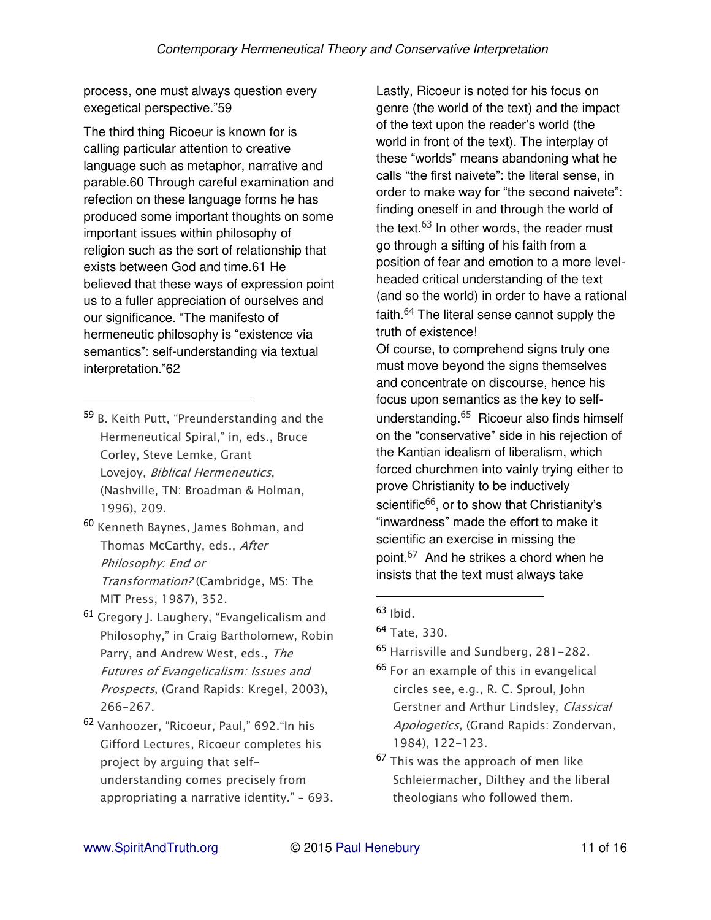process, one must always question every exegetical perspective."59

The third thing Ricoeur is known for is calling particular attention to creative language such as metaphor, narrative and parable.60 Through careful examination and refection on these language forms he has produced some important thoughts on some important issues within philosophy of religion such as the sort of relationship that exists between God and time.61 He believed that these ways of expression point us to a fuller appreciation of ourselves and our significance. "The manifesto of hermeneutic philosophy is "existence via semantics": self-understanding via textual interpretation."62

Lastly, Ricoeur is noted for his focus on genre (the world of the text) and the impact of the text upon the reader's world (the world in front of the text). The interplay of these "worlds" means abandoning what he calls "the first naivete": the literal sense, in order to make way for "the second naivete": finding oneself in and through the world of the text.[63] In other words, the reader must go through a sifting of his faith from a position of fear and emotion to a more level-headed critical understanding of the text (and so the world) in order to have a rational faith.[64] The literal sense cannot supply the truth of existence!

Of course, to comprehend signs truly one must move beyond the signs themselves and concentrate on discourse, hence his focus upon semantics as the key to self-understanding.[65] Ricoeur also finds himself on the "conservative" side in his rejection of the Kantian idealism of liberalism, which forced churchmen into vainly trying either to prove Christianity to be inductively scientific[66], or to show that Christianity's "inwardness" made the effort to make it scientific an exercise in missing the point.[67] And he strikes a chord when he insists that the text must always take

---

59 B. Keith Putt, "Preunderstanding and the Hermeneutical Spiral," in, eds., Bruce Corley, Steve Lemke, Grant Lovejoy, *Biblical Hermeneutics*, (Nashville, TN: Broadman & Holman, 1996), 209.

60 Kenneth Baynes, James Bohman, and Thomas McCarthy, eds., *After Philosophy: End or Transformation?* (Cambridge, MS: The MIT Press, 1987), 352.

61 Gregory J. Laughery, "Evangelicalism and Philosophy," in Craig Bartholomew, Robin Parry, and Andrew West, eds., *The Futures of Evangelicalism: Issues and Prospects*, (Grand Rapids: Kregel, 2003), 266-267.

62 Vanhoozer, "Ricoeur, Paul," 692."In his Gifford Lectures, Ricoeur completes his project by arguing that self-understanding comes precisely from appropriating a narrative identity." – 693.

63 Ibid.

64 Tate, 330.

65 Harrisville and Sundberg, 281-282.

66 For an example of this in evangelical circles see, e.g., R. C. Sproul, John Gerstner and Arthur Lindsley, *Classical Apologetics*, (Grand Rapids: Zondervan, 1984), 122-123.

67 This was the approach of men like Schleiermacher, Dilthey and the liberal theologians who followed them.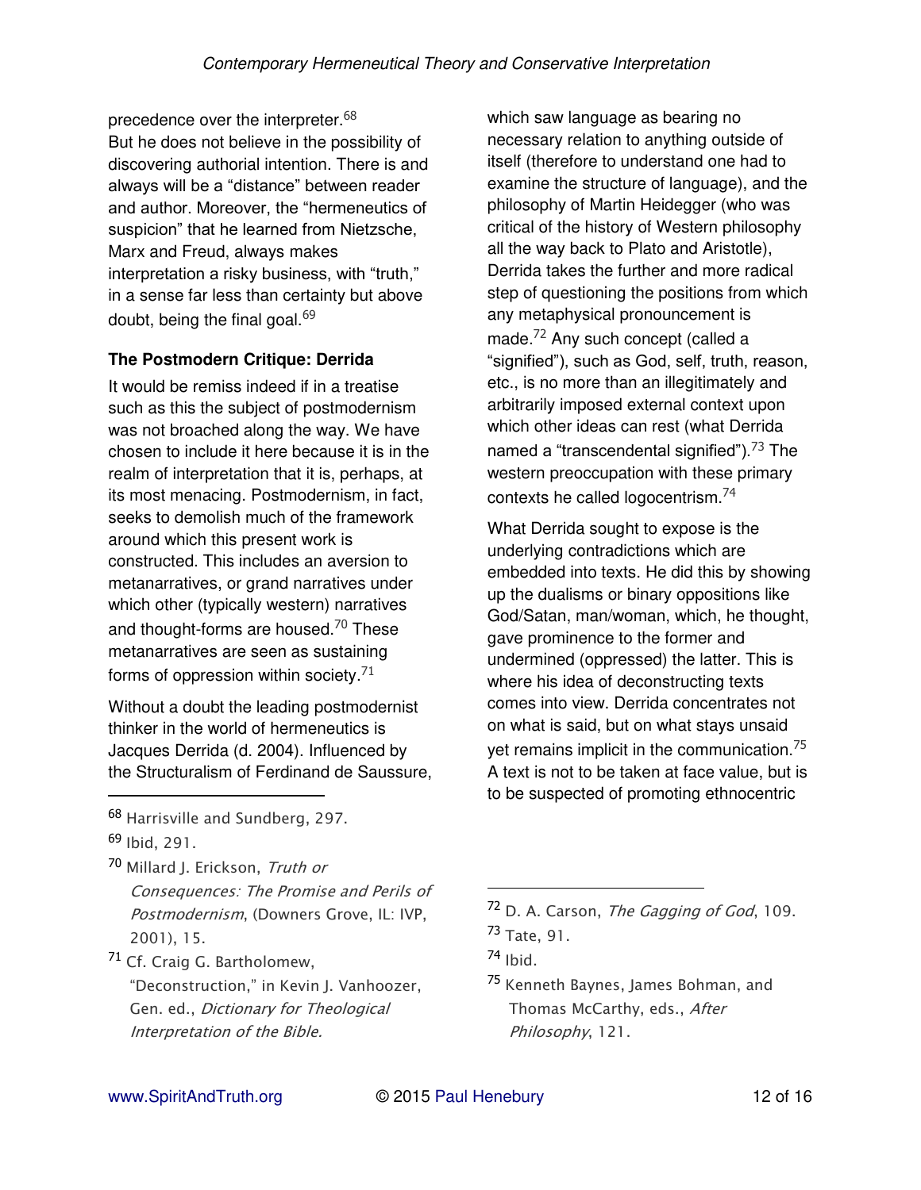precedence over the interpreter.[68]

But he does not believe in the possibility of discovering authorial intention. There is and always will be a "distance" between reader and author. Moreover, the "hermeneutics of suspicion" that he learned from Nietzsche, Marx and Freud, always makes interpretation a risky business, with "truth," in a sense far less than certainty but above doubt, being the final goal.[69]

### The Postmodern Critique: Derrida

It would be remiss indeed if in a treatise such as this the subject of postmodernism was not broached along the way. We have chosen to include it here because it is in the realm of interpretation that it is, perhaps, at its most menacing. Postmodernism, in fact, seeks to demolish much of the framework around which this present work is constructed. This includes an aversion to metanarratives, or grand narratives under which other (typically western) narratives and thought-forms are housed.[70] These metanarratives are seen as sustaining forms of oppression within society.[71]

Without a doubt the leading postmodernist thinker in the world of hermeneutics is Jacques Derrida (d. 2004). Influenced by the Structuralism of Ferdinand de Saussure, which saw language as bearing no necessary relation to anything outside of itself (therefore to understand one had to examine the structure of language), and the philosophy of Martin Heidegger (who was critical of the history of Western philosophy all the way back to Plato and Aristotle), Derrida takes the further and more radical step of questioning the positions from which any metaphysical pronouncement is made.[72] Any such concept (called a "signified"), such as God, self, truth, reason, etc., is no more than an illegitimately and arbitrarily imposed external context upon which other ideas can rest (what Derrida named a "transcendental signified").[73] The western preoccupation with these primary contexts he called logocentrism.[74]

What Derrida sought to expose is the underlying contradictions which are embedded into texts. He did this by showing up the dualisms or binary oppositions like God/Satan, man/woman, which, he thought, gave prominence to the former and undermined (oppressed) the latter. This is where his idea of deconstructing texts comes into view. Derrida concentrates not on what is said, but on what stays unsaid yet remains implicit in the communication.[75] A text is not to be taken at face value, but is to be suspected of promoting ethnocentric

---

[68] Harrisville and Sundberg, 297.

[69] Ibid, 291.

[70] Millard J. Erickson, *Truth or Consequences: The Promise and Perils of Postmodernism*, (Downers Grove, IL: IVP, 2001), 15.

[71] Cf. Craig G. Bartholomew, "Deconstruction," in Kevin J. Vanhoozer, Gen. ed., *Dictionary for Theological Interpretation of the Bible.*

[72] D. A. Carson, *The Gagging of God*, 109.

[73] Tate, 91.

[74] Ibid.

[75] Kenneth Baynes, James Bohman, and Thomas McCarthy, eds., *After Philosophy*, 121.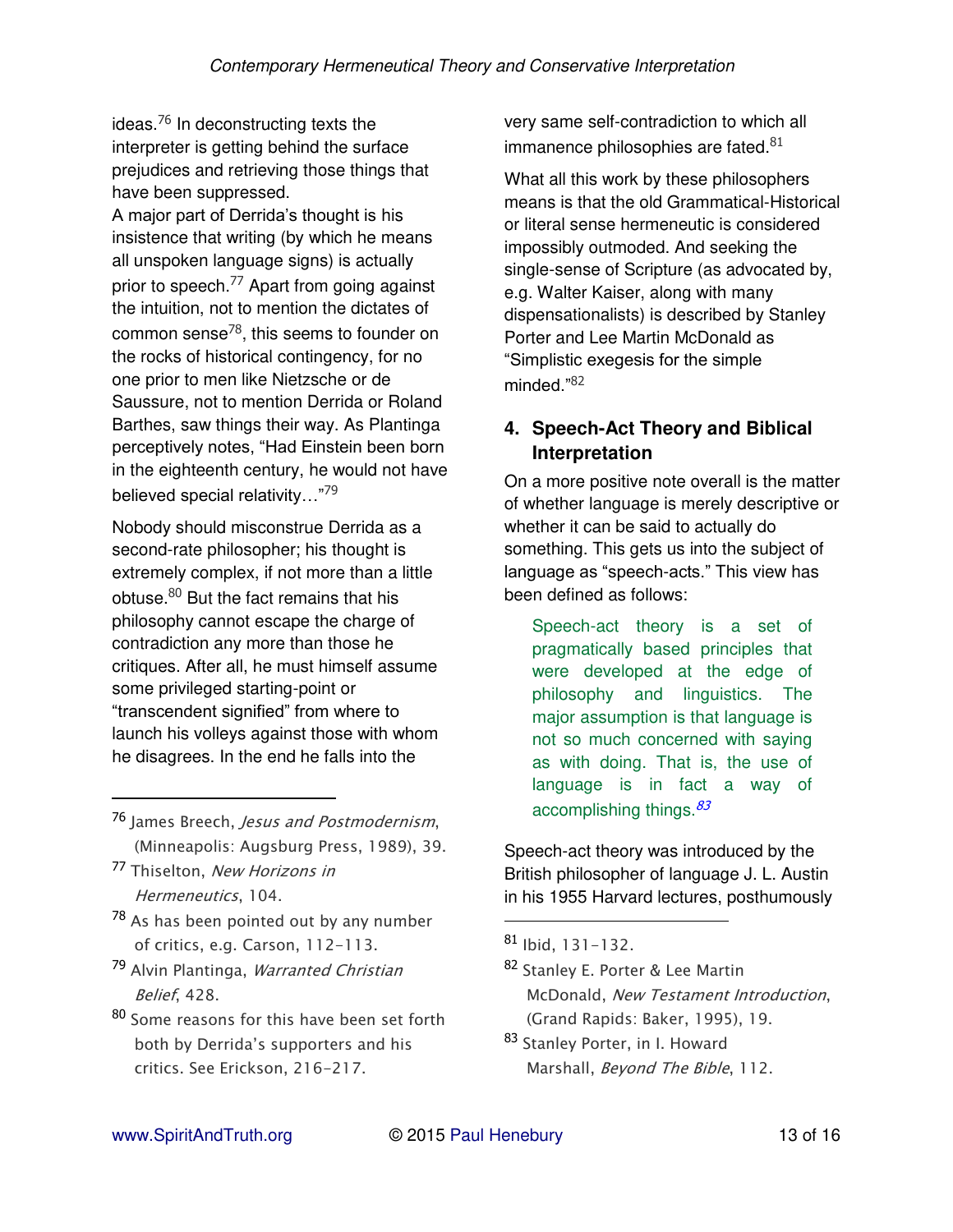ideas.[76] In deconstructing texts the interpreter is getting behind the surface prejudices and retrieving those things that have been suppressed.

A major part of Derrida's thought is his insistence that writing (by which he means all unspoken language signs) is actually prior to speech.[77] Apart from going against the intuition, not to mention the dictates of common sense[78], this seems to founder on the rocks of historical contingency, for no one prior to men like Nietzsche or de Saussure, not to mention Derrida or Roland Barthes, saw things their way. As Plantinga perceptively notes, "Had Einstein been born in the eighteenth century, he would not have believed special relativity…"[79]

Nobody should misconstrue Derrida as a second-rate philosopher; his thought is extremely complex, if not more than a little obtuse.[80] But the fact remains that his philosophy cannot escape the charge of contradiction any more than those he critiques. After all, he must himself assume some privileged starting-point or "transcendent signified" from where to launch his volleys against those with whom he disagrees. In the end he falls into the very same self-contradiction to which all immanence philosophies are fated.[81]

What all this work by these philosophers means is that the old Grammatical-Historical or literal sense hermeneutic is considered impossibly outmoded. And seeking the single-sense of Scripture (as advocated by, e.g. Walter Kaiser, along with many dispensationalists) is described by Stanley Porter and Lee Martin McDonald as "Simplistic exegesis for the simple minded."[82]

## 4. Speech-Act Theory and Biblical Interpretation

On a more positive note overall is the matter of whether language is merely descriptive or whether it can be said to actually do something. This gets us into the subject of language as "speech-acts." This view has been defined as follows:

> Speech-act theory is a set of pragmatically based principles that were developed at the edge of philosophy and linguistics. The major assumption is that language is not so much concerned with saying as with doing. That is, the use of language is in fact a way of accomplishing things.[83]

Speech-act theory was introduced by the British philosopher of language J. L. Austin in his 1955 Harvard lectures, posthumously

---

[76] James Breech, *Jesus and Postmodernism*, (Minneapolis: Augsburg Press, 1989), 39.

[77] Thiselton, *New Horizons in Hermeneutics*, 104.

[78] As has been pointed out by any number of critics, e.g. Carson, 112-113.

[79] Alvin Plantinga, *Warranted Christian Belief*, 428.

[80] Some reasons for this have been set forth both by Derrida's supporters and his critics. See Erickson, 216-217.

[81] Ibid, 131-132.

[82] Stanley E. Porter & Lee Martin McDonald, *New Testament Introduction*, (Grand Rapids: Baker, 1995), 19.

[83] Stanley Porter, in I. Howard Marshall, *Beyond The Bible*, 112.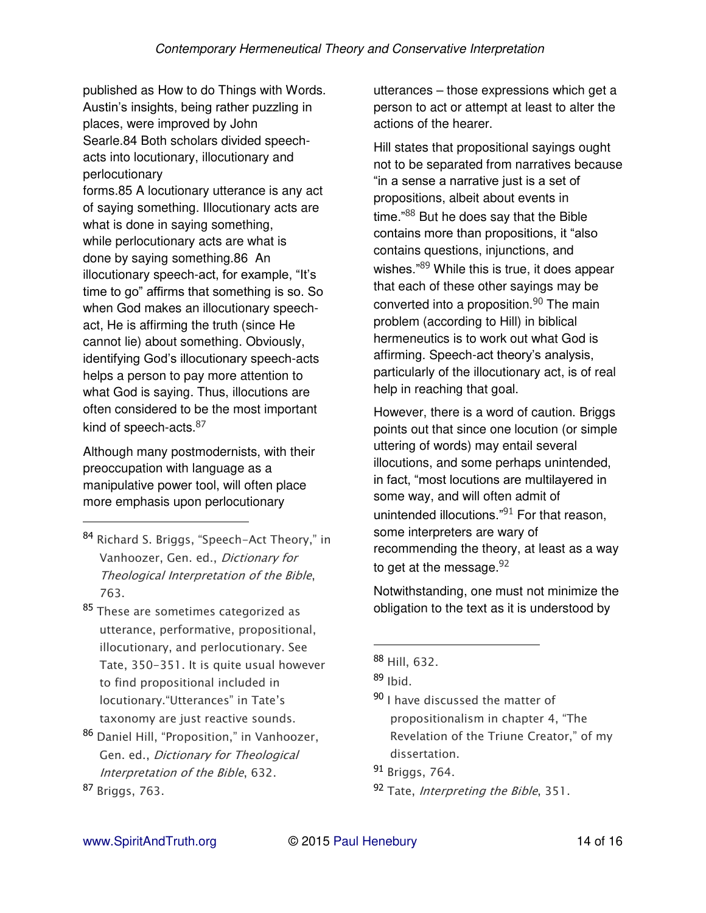published as How to do Things with Words. Austin's insights, being rather puzzling in places, were improved by John Searle.[84] Both scholars divided speech-acts into locutionary, illocutionary and perlocutionary forms.[85] A locutionary utterance is any act of saying something. Illocutionary acts are what is done in saying something, while perlocutionary acts are what is done by saying something.[86] An illocutionary speech-act, for example, "It's time to go" affirms that something is so. So when God makes an illocutionary speech-act, He is affirming the truth (since He cannot lie) about something. Obviously, identifying God's illocutionary speech-acts helps a person to pay more attention to what God is saying. Thus, illocutions are often considered to be the most important kind of speech-acts.[87]

Although many postmodernists, with their preoccupation with language as a manipulative power tool, will often place more emphasis upon perlocutionary utterances – those expressions which get a person to act or attempt at least to alter the actions of the hearer.

Hill states that propositional sayings ought not to be separated from narratives because "in a sense a narrative just is a set of propositions, albeit about events in time."[88] But he does say that the Bible contains more than propositions, it "also contains questions, injunctions, and wishes."[89] While this is true, it does appear that each of these other sayings may be converted into a proposition.[90] The main problem (according to Hill) in biblical hermeneutics is to work out what God is affirming. Speech-act theory's analysis, particularly of the illocutionary act, is of real help in reaching that goal.

However, there is a word of caution. Briggs points out that since one locution (or simple uttering of words) may entail several illocutions, and some perhaps unintended, in fact, "most locutions are multilayered in some way, and will often admit of unintended illocutions."[91] For that reason, some interpreters are wary of recommending the theory, at least as a way to get at the message.[92]

Notwithstanding, one must not minimize the obligation to the text as it is understood by

---

[84] Richard S. Briggs, "Speech-Act Theory," in Vanhoozer, Gen. ed., *Dictionary for Theological Interpretation of the Bible*, 763.

[85] These are sometimes categorized as utterance, performative, propositional, illocutionary, and perlocutionary. See Tate, 350-351. It is quite usual however to find propositional included in locutionary."Utterances" in Tate's taxonomy are just reactive sounds.

[86] Daniel Hill, "Proposition," in Vanhoozer, Gen. ed., *Dictionary for Theological Interpretation of the Bible*, 632.

[87] Briggs, 763.

[88] Hill, 632.

[89] Ibid.

[90] I have discussed the matter of propositionalism in chapter 4, "The Revelation of the Triune Creator," of my dissertation.

[91] Briggs, 764.

[92] Tate, *Interpreting the Bible*, 351.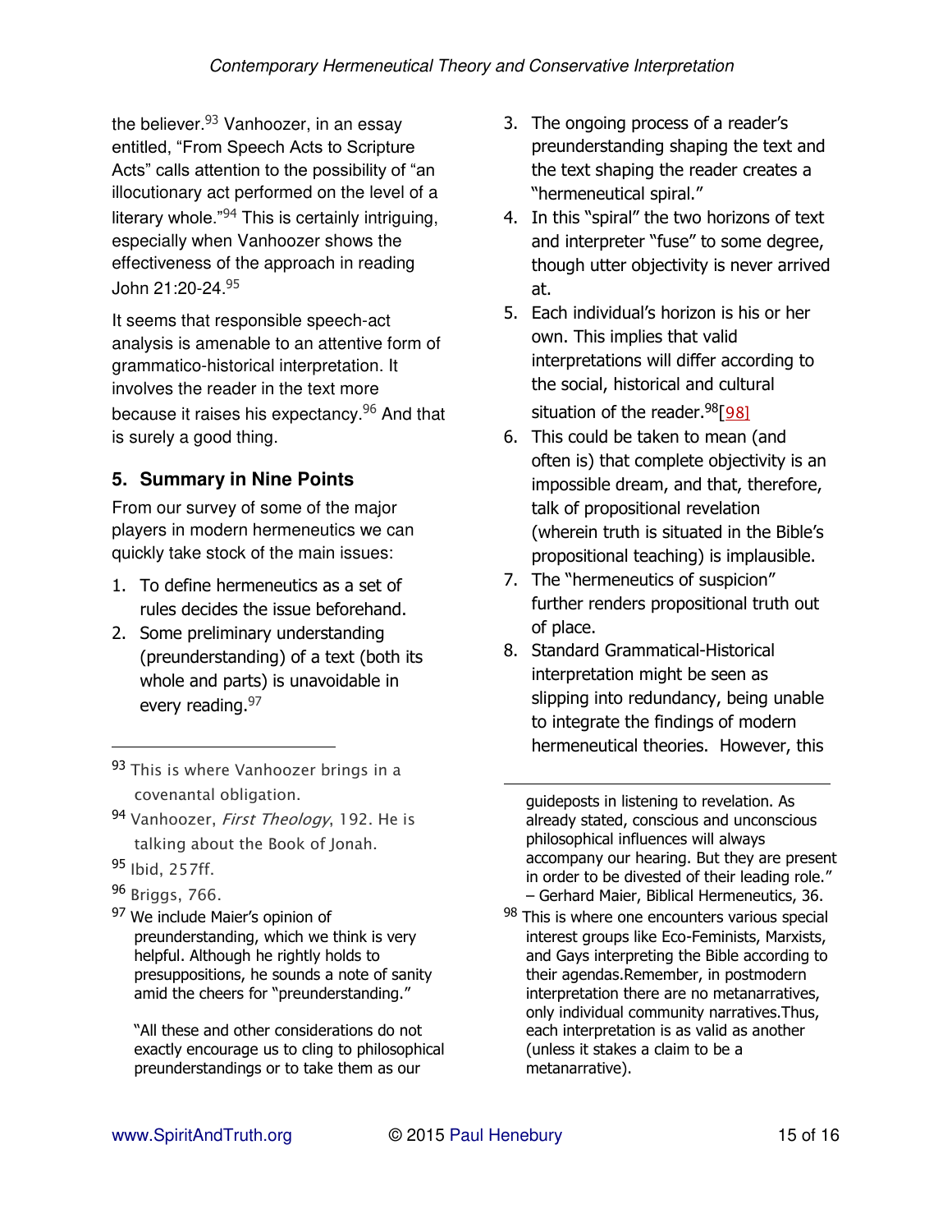the believer.[93] Vanhoozer, in an essay entitled, "From Speech Acts to Scripture Acts" calls attention to the possibility of "an illocutionary act performed on the level of a literary whole."[94] This is certainly intriguing, especially when Vanhoozer shows the effectiveness of the approach in reading John 21:20-24.[95]

It seems that responsible speech-act analysis is amenable to an attentive form of grammatico-historical interpretation. It involves the reader in the text more because it raises his expectancy.[96] And that is surely a good thing.

### 5. Summary in Nine Points

From our survey of some of the major players in modern hermeneutics we can quickly take stock of the main issues:

1. To define hermeneutics as a set of rules decides the issue beforehand.
2. Some preliminary understanding (preunderstanding) of a text (both its whole and parts) is unavoidable in every reading.[97]
3. The ongoing process of a reader's preunderstanding shaping the text and the text shaping the reader creates a "hermeneutical spiral."
4. In this "spiral" the two horizons of text and interpreter "fuse" to some degree, though utter objectivity is never arrived at.
5. Each individual's horizon is his or her own. This implies that valid interpretations will differ according to the social, historical and cultural situation of the reader.[98][98]
6. This could be taken to mean (and often is) that complete objectivity is an impossible dream, and that, therefore, talk of propositional revelation (wherein truth is situated in the Bible's propositional teaching) is implausible.
7. The "hermeneutics of suspicion" further renders propositional truth out of place.
8. Standard Grammatical-Historical interpretation might be seen as slipping into redundancy, being unable to integrate the findings of modern hermeneutical theories. However, this

---

[93] This is where Vanhoozer brings in a covenantal obligation.

[94] Vanhoozer, *First Theology*, 192. He is talking about the Book of Jonah.

[95] Ibid, 257ff.

[96] Briggs, 766.

[97] We include Maier's opinion of preunderstanding, which we think is very helpful. Although he rightly holds to presuppositions, he sounds a note of sanity amid the cheers for "preunderstanding."

"All these and other considerations do not exactly encourage us to cling to philosophical preunderstandings or to take them as our guideposts in listening to revelation. As already stated, conscious and unconscious philosophical influences will always accompany our hearing. But they are present in order to be divested of their leading role." – Gerhard Maier, Biblical Hermeneutics, 36.

[98] This is where one encounters various special interest groups like Eco-Feminists, Marxists, and Gays interpreting the Bible according to their agendas.Remember, in postmodern interpretation there are no metanarratives, only individual community narratives.Thus, each interpretation is as valid as another (unless it stakes a claim to be a metanarrative).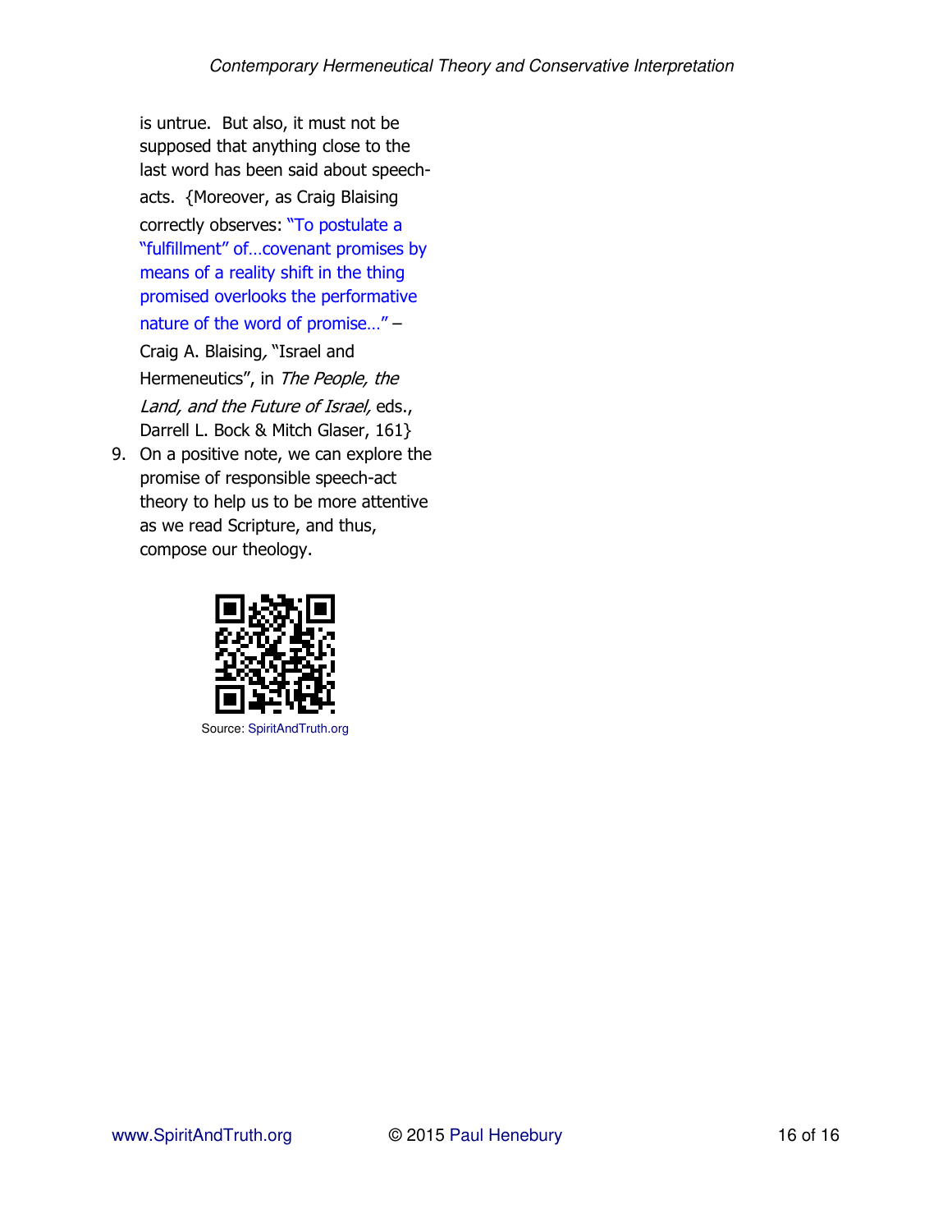is untrue. But also, it must not be supposed that anything close to the last word has been said about speech-acts. {Moreover, as Craig Blaising correctly observes: "To postulate a "fulfillment" of…covenant promises by means of a reality shift in the thing promised overlooks the performative nature of the word of promise…" – Craig A. Blaising, "Israel and Hermeneutics", in *The People, the Land, and the Future of Israel,* eds., Darrell L. Bock & Mitch Glaser, 161}

9. On a positive note, we can explore the promise of responsible speech-act theory to help us to be more attentive as we read Scripture, and thus, compose our theology.

Source: SpiritAndTruth.org